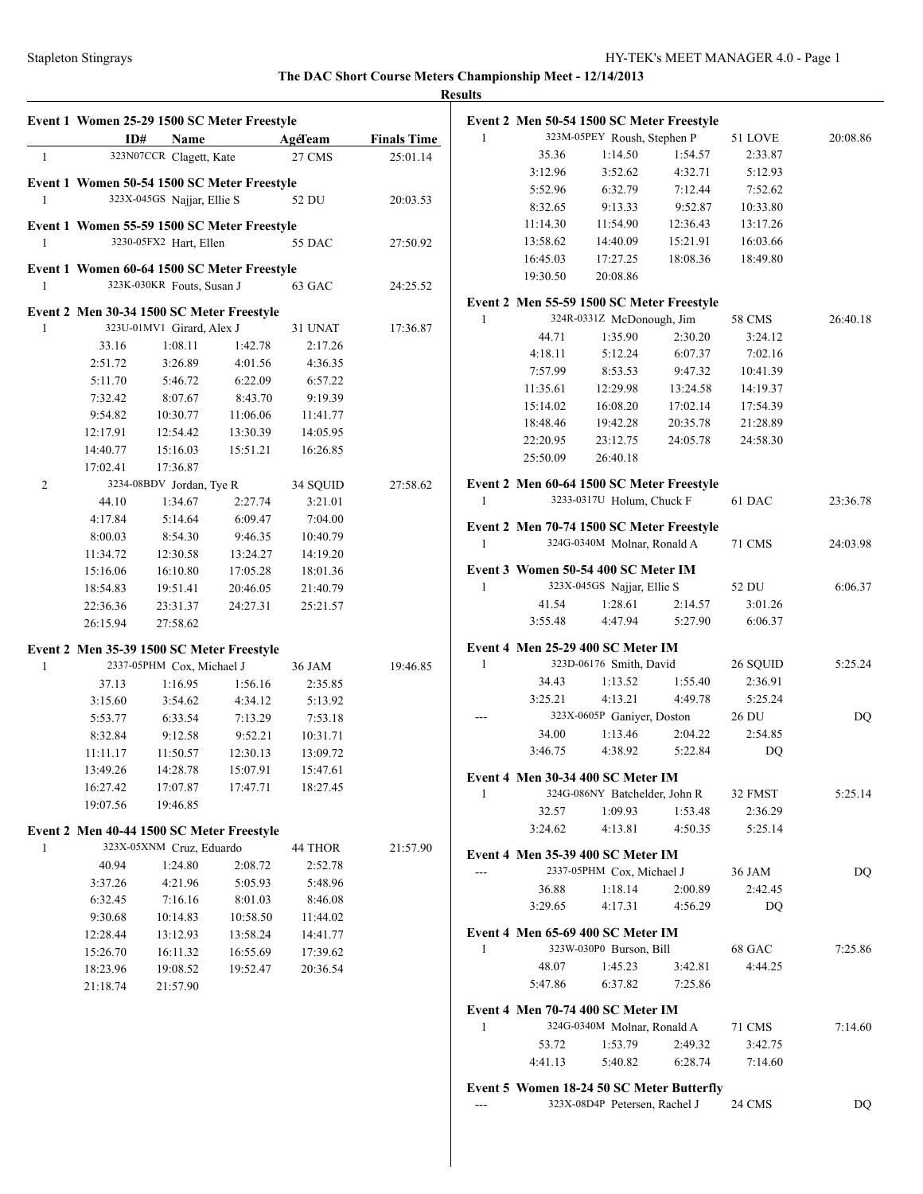**The DAC Short Course Meters Championship Meet - 12/14/2013**

**Results**

**Event 1 Women 25-29 1500 SC Meter Freestyle**

| | ID# | Name | Age | Team | Finals Time |
|---|---|---|---|---|---|
| 1 | 323N07CCR | Clagett, Kate | 27 | CMS | 25:01.14 |

**Event 1 Women 50-54 1500 SC Meter Freestyle**

| | ID# | Name | Age | Team | Finals Time |
|---|---|---|---|---|---|
| 1 | 323X-045GS | Najjar, Ellie S | 52 | DU | 20:03.53 |

**Event 1 Women 55-59 1500 SC Meter Freestyle**

| | ID# | Name | Age | Team | Finals Time |
|---|---|---|---|---|---|
| 1 | 3230-05FX2 | Hart, Ellen | 55 | DAC | 27:50.92 |

**Event 1 Women 60-64 1500 SC Meter Freestyle**

| | ID# | Name | Age | Team | Finals Time |
|---|---|---|---|---|---|
| 1 | 323K-030KR | Fouts, Susan J | 63 | GAC | 24:25.52 |

**Event 2 Men 30-34 1500 SC Meter Freestyle**

1 — 323U-01MV1 Girard, Alex J — 31 UNAT — 17:36.87

| | | | |
|---|---|---|---|
| 33.16 | 1:08.11 | 1:42.78 | 2:17.26 |
| 2:51.72 | 3:26.89 | 4:01.56 | 4:36.35 |
| 5:11.70 | 5:46.72 | 6:22.09 | 6:57.22 |
| 7:32.42 | 8:07.67 | 8:43.70 | 9:19.39 |
| 9:54.82 | 10:30.77 | 11:06.06 | 11:41.77 |
| 12:17.91 | 12:54.42 | 13:30.39 | 14:05.95 |
| 14:40.77 | 15:16.03 | 15:51.21 | 16:26.85 |
| 17:02.41 | 17:36.87 | | |

2 — 3234-08BDV Jordan, Tye R — 34 SQUID — 27:58.62

| | | | |
|---|---|---|---|
| 44.10 | 1:34.67 | 2:27.74 | 3:21.01 |
| 4:17.84 | 5:14.64 | 6:09.47 | 7:04.00 |
| 8:00.03 | 8:54.30 | 9:46.35 | 10:40.79 |
| 11:34.72 | 12:30.58 | 13:24.27 | 14:19.20 |
| 15:16.06 | 16:10.80 | 17:05.28 | 18:01.36 |
| 18:54.83 | 19:51.41 | 20:46.05 | 21:40.79 |
| 22:36.36 | 23:31.37 | 24:27.31 | 25:21.57 |
| 26:15.94 | 27:58.62 | | |

**Event 2 Men 35-39 1500 SC Meter Freestyle**

1 — 2337-05PHM Cox, Michael J — 36 JAM — 19:46.85

| | | | |
|---|---|---|---|
| 37.13 | 1:16.95 | 1:56.16 | 2:35.85 |
| 3:15.60 | 3:54.62 | 4:34.12 | 5:13.92 |
| 5:53.77 | 6:33.54 | 7:13.29 | 7:53.18 |
| 8:32.84 | 9:12.58 | 9:52.21 | 10:31.71 |
| 11:11.17 | 11:50.57 | 12:30.13 | 13:09.72 |
| 13:49.26 | 14:28.78 | 15:07.91 | 15:47.61 |
| 16:27.42 | 17:07.87 | 17:47.71 | 18:27.45 |
| 19:07.56 | 19:46.85 | | |

**Event 2 Men 40-44 1500 SC Meter Freestyle**

1 — 323X-05XNM Cruz, Eduardo — 44 THOR — 21:57.90

| | | | |
|---|---|---|---|
| 40.94 | 1:24.80 | 2:08.72 | 2:52.78 |
| 3:37.26 | 4:21.96 | 5:05.93 | 5:48.96 |
| 6:32.45 | 7:16.16 | 8:01.03 | 8:46.08 |
| 9:30.68 | 10:14.83 | 10:58.50 | 11:44.02 |
| 12:28.44 | 13:12.93 | 13:58.24 | 14:41.77 |
| 15:26.70 | 16:11.32 | 16:55.69 | 17:39.62 |
| 18:23.96 | 19:08.52 | 19:52.47 | 20:36.54 |
| 21:18.74 | 21:57.90 | | |

**Event 2 Men 50-54 1500 SC Meter Freestyle**

1 — 323M-05PEY Roush, Stephen P — 51 LOVE — 20:08.86

| | | | |
|---|---|---|---|
| 35.36 | 1:14.50 | 1:54.57 | 2:33.87 |
| 3:12.96 | 3:52.62 | 4:32.71 | 5:12.93 |
| 5:52.96 | 6:32.79 | 7:12.44 | 7:52.62 |
| 8:32.65 | 9:13.33 | 9:52.87 | 10:33.80 |
| 11:14.30 | 11:54.90 | 12:36.43 | 13:17.26 |
| 13:58.62 | 14:40.09 | 15:21.91 | 16:03.66 |
| 16:45.03 | 17:27.25 | 18:08.36 | 18:49.80 |
| 19:30.50 | 20:08.86 | | |

**Event 2 Men 55-59 1500 SC Meter Freestyle**

1 — 324R-0331Z McDonough, Jim — 58 CMS — 26:40.18

| | | | |
|---|---|---|---|
| 44.71 | 1:35.90 | 2:30.20 | 3:24.12 |
| 4:18.11 | 5:12.24 | 6:07.37 | 7:02.16 |
| 7:57.99 | 8:53.53 | 9:47.32 | 10:41.39 |
| 11:35.61 | 12:29.98 | 13:24.58 | 14:19.37 |
| 15:14.02 | 16:08.20 | 17:02.14 | 17:54.39 |
| 18:48.46 | 19:42.28 | 20:35.78 | 21:28.89 |
| 22:20.95 | 23:12.75 | 24:05.78 | 24:58.30 |
| 25:50.09 | 26:40.18 | | |

**Event 2 Men 60-64 1500 SC Meter Freestyle**

| | ID# | Name | Age | Team | Finals Time |
|---|---|---|---|---|---|
| 1 | 3233-0317U | Holum, Chuck F | 61 | DAC | 23:36.78 |

**Event 2 Men 70-74 1500 SC Meter Freestyle**

| | ID# | Name | Age | Team | Finals Time |
|---|---|---|---|---|---|
| 1 | 324G-0340M | Molnar, Ronald A | 71 | CMS | 24:03.98 |

**Event 3 Women 50-54 400 SC Meter IM**

1 — 323X-045GS Najjar, Ellie S — 52 DU — 6:06.37

| | | | |
|---|---|---|---|
| 41.54 | 1:28.61 | 2:14.57 | 3:01.26 |
| 3:55.48 | 4:47.94 | 5:27.90 | 6:06.37 |

**Event 4 Men 25-29 400 SC Meter IM**

1 — 323D-06176 Smith, David — 26 SQUID — 5:25.24

| | | | |
|---|---|---|---|
| 34.43 | 1:13.52 | 1:55.40 | 2:36.91 |
| 3:25.21 | 4:13.21 | 4:49.78 | 5:25.24 |

--- — 323X-0605P Ganiyer, Doston — 26 DU — DQ

| | | | |
|---|---|---|---|
| 34.00 | 1:13.46 | 2:04.22 | 2:54.85 |
| 3:46.75 | 4:38.92 | 5:22.84 | DQ |

**Event 4 Men 30-34 400 SC Meter IM**

1 — 324G-086NY Batchelder, John R — 32 FMST — 5:25.14

| | | | |
|---|---|---|---|
| 32.57 | 1:09.93 | 1:53.48 | 2:36.29 |
| 3:24.62 | 4:13.81 | 4:50.35 | 5:25.14 |

**Event 4 Men 35-39 400 SC Meter IM**

--- — 2337-05PHM Cox, Michael J — 36 JAM — DQ

| | | | |
|---|---|---|---|
| 36.88 | 1:18.14 | 2:00.89 | 2:42.45 |
| 3:29.65 | 4:17.31 | 4:56.29 | DQ |

**Event 4 Men 65-69 400 SC Meter IM**

1 — 323W-030P0 Burson, Bill — 68 GAC — 7:25.86

| | | | |
|---|---|---|---|
| 48.07 | 1:45.23 | 3:42.81 | 4:44.25 |
| 5:47.86 | 6:37.82 | 7:25.86 | |

**Event 4 Men 70-74 400 SC Meter IM**

1 — 324G-0340M Molnar, Ronald A — 71 CMS — 7:14.60

| | | | |
|---|---|---|---|
| 53.72 | 1:53.79 | 2:49.32 | 3:42.75 |
| 4:41.13 | 5:40.82 | 6:28.74 | 7:14.60 |

**Event 5 Women 18-24 50 SC Meter Butterfly**

| | ID# | Name | Age | Team | Finals Time |
|---|---|---|---|---|---|
| --- | 323X-08D4P | Petersen, Rachel J | 24 | CMS | DQ |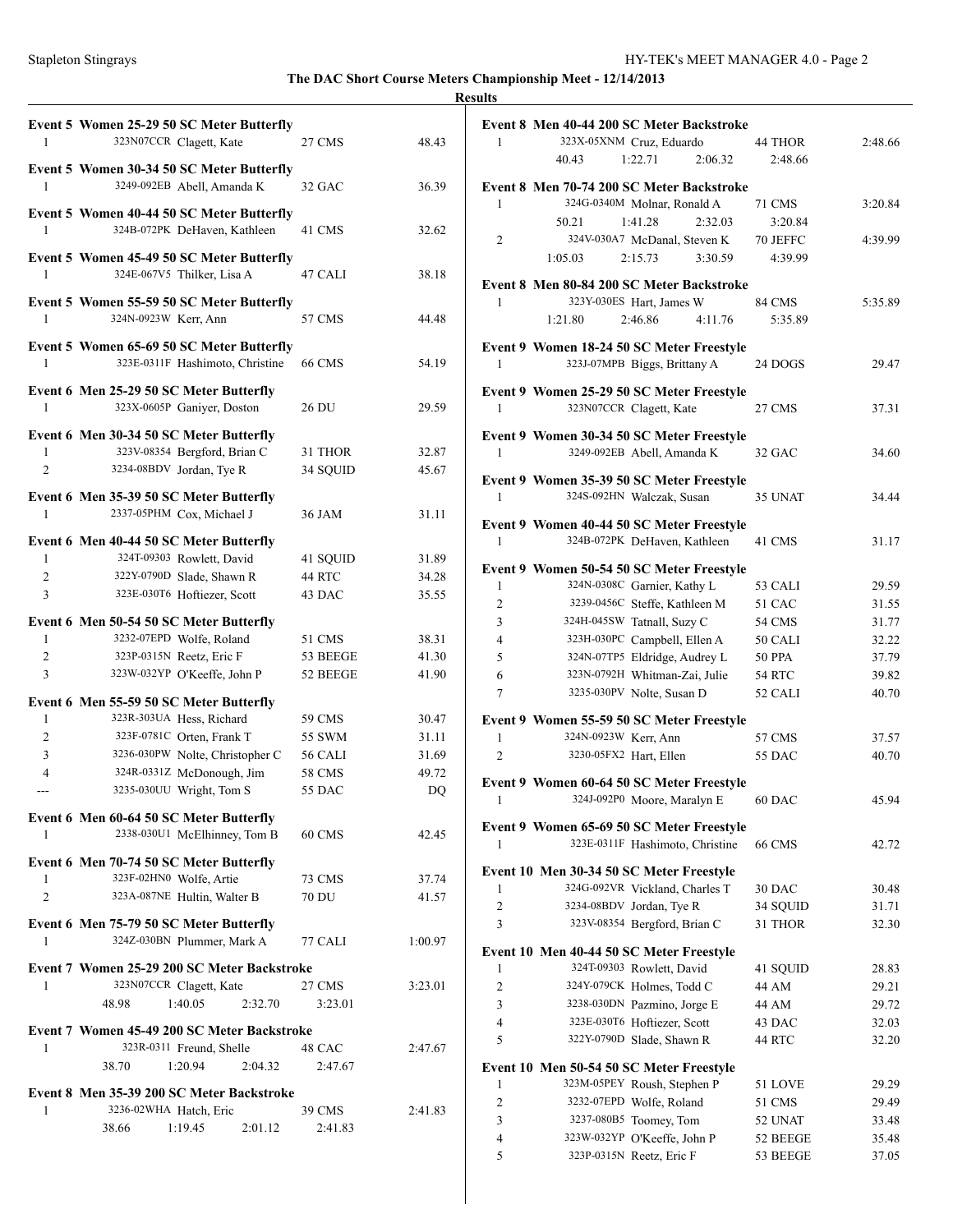The DAC Short Course Meters Championship Meet - 12/14/2013

**Results**

**Event 5 Women 25-29 50 SC Meter Butterfly**

| | | | | |
|---|---|---|---|---|
| 1 | 323N07CCR | Clagett, Kate | 27 CMS | 48.43 |

**Event 5 Women 30-34 50 SC Meter Butterfly**

| | | | | |
|---|---|---|---|---|
| 1 | 3249-092EB | Abell, Amanda K | 32 GAC | 36.39 |

**Event 5 Women 40-44 50 SC Meter Butterfly**

| | | | | |
|---|---|---|---|---|
| 1 | 324B-072PK | DeHaven, Kathleen | 41 CMS | 32.62 |

**Event 5 Women 45-49 50 SC Meter Butterfly**

| | | | | |
|---|---|---|---|---|
| 1 | 324E-067V5 | Thilker, Lisa A | 47 CALI | 38.18 |

**Event 5 Women 55-59 50 SC Meter Butterfly**

| | | | | |
|---|---|---|---|---|
| 1 | 324N-0923W | Kerr, Ann | 57 CMS | 44.48 |

**Event 5 Women 65-69 50 SC Meter Butterfly**

| | | | | |
|---|---|---|---|---|
| 1 | 323E-0311F | Hashimoto, Christine | 66 CMS | 54.19 |

**Event 6 Men 25-29 50 SC Meter Butterfly**

| | | | | |
|---|---|---|---|---|
| 1 | 323X-0605P | Ganiyer, Doston | 26 DU | 29.59 |

**Event 6 Men 30-34 50 SC Meter Butterfly**

| | | | | |
|---|---|---|---|---|
| 1 | 323V-08354 | Bergford, Brian C | 31 THOR | 32.87 |
| 2 | 3234-08BDV | Jordan, Tye R | 34 SQUID | 45.67 |

**Event 6 Men 35-39 50 SC Meter Butterfly**

| | | | | |
|---|---|---|---|---|
| 1 | 2337-05PHM | Cox, Michael J | 36 JAM | 31.11 |

**Event 6 Men 40-44 50 SC Meter Butterfly**

| | | | | |
|---|---|---|---|---|
| 1 | 324T-09303 | Rowlett, David | 41 SQUID | 31.89 |
| 2 | 322Y-0790D | Slade, Shawn R | 44 RTC | 34.28 |
| 3 | 323E-030T6 | Hoftiezer, Scott | 43 DAC | 35.55 |

**Event 6 Men 50-54 50 SC Meter Butterfly**

| | | | | |
|---|---|---|---|---|
| 1 | 3232-07EPD | Wolfe, Roland | 51 CMS | 38.31 |
| 2 | 323P-0315N | Reetz, Eric F | 53 BEEGE | 41.30 |
| 3 | 323W-032YP | O'Keeffe, John P | 52 BEEGE | 41.90 |

**Event 6 Men 55-59 50 SC Meter Butterfly**

| | | | | |
|---|---|---|---|---|
| 1 | 323R-303UA | Hess, Richard | 59 CMS | 30.47 |
| 2 | 323F-0781C | Orten, Frank T | 55 SWM | 31.11 |
| 3 | 3236-030PW | Nolte, Christopher C | 56 CALI | 31.69 |
| 4 | 324R-0331Z | McDonough, Jim | 58 CMS | 49.72 |
| --- | 3235-030UU | Wright, Tom S | 55 DAC | DQ |

**Event 6 Men 60-64 50 SC Meter Butterfly**

| | | | | |
|---|---|---|---|---|
| 1 | 2338-030U1 | McElhinney, Tom B | 60 CMS | 42.45 |

**Event 6 Men 70-74 50 SC Meter Butterfly**

| | | | | |
|---|---|---|---|---|
| 1 | 323F-02HN0 | Wolfe, Artie | 73 CMS | 37.74 |
| 2 | 323A-087NE | Hultin, Walter B | 70 DU | 41.57 |

**Event 6 Men 75-79 50 SC Meter Butterfly**

| | | | | |
|---|---|---|---|---|
| 1 | 324Z-030BN | Plummer, Mark A | 77 CALI | 1:00.97 |

**Event 7 Women 25-29 200 SC Meter Backstroke**

| | | | | |
|---|---|---|---|---|
| 1 | 323N07CCR | Clagett, Kate | 27 CMS | 3:23.01 |
| | 48.98 | 1:40.05 | 2:32.70 | 3:23.01 |

**Event 7 Women 45-49 200 SC Meter Backstroke**

| | | | | |
|---|---|---|---|---|
| 1 | 323R-0311 | Freund, Shelle | 48 CAC | 2:47.67 |
| | 38.70 | 1:20.94 | 2:04.32 | 2:47.67 |

**Event 8 Men 35-39 200 SC Meter Backstroke**

| | | | | |
|---|---|---|---|---|
| 1 | 3236-02WHA | Hatch, Eric | 39 CMS | 2:41.83 |
| | 38.66 | 1:19.45 | 2:01.12 | 2:41.83 |

**Event 8 Men 40-44 200 SC Meter Backstroke**

| | | | | |
|---|---|---|---|---|
| 1 | 323X-05XNM | Cruz, Eduardo | 44 THOR | 2:48.66 |
| | 40.43 | 1:22.71 | 2:06.32 | 2:48.66 |

**Event 8 Men 70-74 200 SC Meter Backstroke**

| | | | | |
|---|---|---|---|---|
| 1 | 324G-0340M | Molnar, Ronald A | 71 CMS | 3:20.84 |
| | 50.21 | 1:41.28 | 2:32.03 | 3:20.84 |
| 2 | 324V-030A7 | McDanal, Steven K | 70 JEFFC | 4:39.99 |
| | 1:05.03 | 2:15.73 | 3:30.59 | 4:39.99 |

**Event 8 Men 80-84 200 SC Meter Backstroke**

| | | | | |
|---|---|---|---|---|
| 1 | 323Y-030ES | Hart, James W | 84 CMS | 5:35.89 |
| | 1:21.80 | 2:46.86 | 4:11.76 | 5:35.89 |

**Event 9 Women 18-24 50 SC Meter Freestyle**

| | | | | |
|---|---|---|---|---|
| 1 | 323J-07MPB | Biggs, Brittany A | 24 DOGS | 29.47 |

**Event 9 Women 25-29 50 SC Meter Freestyle**

| | | | | |
|---|---|---|---|---|
| 1 | 323N07CCR | Clagett, Kate | 27 CMS | 37.31 |

**Event 9 Women 30-34 50 SC Meter Freestyle**

| | | | | |
|---|---|---|---|---|
| 1 | 3249-092EB | Abell, Amanda K | 32 GAC | 34.60 |

**Event 9 Women 35-39 50 SC Meter Freestyle**

| | | | | |
|---|---|---|---|---|
| 1 | 324S-092HN | Walczak, Susan | 35 UNAT | 34.44 |

**Event 9 Women 40-44 50 SC Meter Freestyle**

| | | | | |
|---|---|---|---|---|
| 1 | 324B-072PK | DeHaven, Kathleen | 41 CMS | 31.17 |

**Event 9 Women 50-54 50 SC Meter Freestyle**

| | | | | |
|---|---|---|---|---|
| 1 | 324N-0308C | Garnier, Kathy L | 53 CALI | 29.59 |
| 2 | 3239-0456C | Steffe, Kathleen M | 51 CAC | 31.55 |
| 3 | 324H-045SW | Tatnall, Suzy C | 54 CMS | 31.77 |
| 4 | 323H-030PC | Campbell, Ellen A | 50 CALI | 32.22 |
| 5 | 324N-07TP5 | Eldridge, Audrey L | 50 PPA | 37.79 |
| 6 | 323N-0792H | Whitman-Zai, Julie | 54 RTC | 39.82 |
| 7 | 3235-030PV | Nolte, Susan D | 52 CALI | 40.70 |

**Event 9 Women 55-59 50 SC Meter Freestyle**

| | | | | |
|---|---|---|---|---|
| 1 | 324N-0923W | Kerr, Ann | 57 CMS | 37.57 |
| 2 | 3230-05FX2 | Hart, Ellen | 55 DAC | 40.70 |

**Event 9 Women 60-64 50 SC Meter Freestyle**

| | | | | |
|---|---|---|---|---|
| 1 | 324J-092P0 | Moore, Maralyn E | 60 DAC | 45.94 |

**Event 9 Women 65-69 50 SC Meter Freestyle**

| | | | | |
|---|---|---|---|---|
| 1 | 323E-0311F | Hashimoto, Christine | 66 CMS | 42.72 |

**Event 10 Men 30-34 50 SC Meter Freestyle**

| | | | | |
|---|---|---|---|---|
| 1 | 324G-092VR | Vickland, Charles T | 30 DAC | 30.48 |
| 2 | 3234-08BDV | Jordan, Tye R | 34 SQUID | 31.71 |
| 3 | 323V-08354 | Bergford, Brian C | 31 THOR | 32.30 |

**Event 10 Men 40-44 50 SC Meter Freestyle**

| | | | | |
|---|---|---|---|---|
| 1 | 324T-09303 | Rowlett, David | 41 SQUID | 28.83 |
| 2 | 324Y-079CK | Holmes, Todd C | 44 AM | 29.21 |
| 3 | 3238-030DN | Pazmino, Jorge E | 44 AM | 29.72 |
| 4 | 323E-030T6 | Hoftiezer, Scott | 43 DAC | 32.03 |
| 5 | 322Y-0790D | Slade, Shawn R | 44 RTC | 32.20 |

**Event 10 Men 50-54 50 SC Meter Freestyle**

| | | | | |
|---|---|---|---|---|
| 1 | 323M-05PEY | Roush, Stephen P | 51 LOVE | 29.29 |
| 2 | 3232-07EPD | Wolfe, Roland | 51 CMS | 29.49 |
| 3 | 3237-080B5 | Toomey, Tom | 52 UNAT | 33.48 |
| 4 | 323W-032YP | O'Keeffe, John P | 52 BEEGE | 35.48 |
| 5 | 323P-0315N | Reetz, Eric F | 53 BEEGE | 37.05 |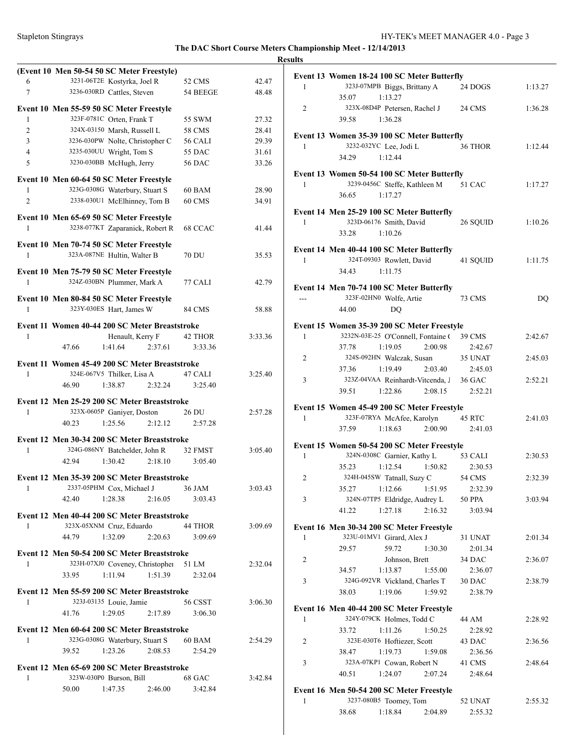# The DAC Short Course Meters Championship Meet - 12/14/2013

## Results

**(Event 10 Men 50-54 50 SC Meter Freestyle)**

| Place | ID | Name | Age Team | Time |
|---|---|---|---|---|
| 6 | 3231-06T2E | Kostyrka, Joel R | 52 CMS | 42.47 |
| 7 | 3236-030RD | Cattles, Steven | 54 BEEGE | 48.48 |

**Event 10 Men 55-59 50 SC Meter Freestyle**

| Place | ID | Name | Age Team | Time |
|---|---|---|---|---|
| 1 | 323F-0781C | Orten, Frank T | 55 SWM | 27.32 |
| 2 | 324X-03150 | Marsh, Russell L | 58 CMS | 28.41 |
| 3 | 3236-030PW | Nolte, Christopher C | 56 CALI | 29.39 |
| 4 | 3235-030UU | Wright, Tom S | 55 DAC | 31.61 |
| 5 | 3230-030BB | McHugh, Jerry | 56 DAC | 33.26 |

**Event 10 Men 60-64 50 SC Meter Freestyle**

| Place | ID | Name | Age Team | Time |
|---|---|---|---|---|
| 1 | 323G-0308G | Waterbury, Stuart S | 60 BAM | 28.90 |
| 2 | 2338-030U1 | McElhinney, Tom B | 60 CMS | 34.91 |

**Event 10 Men 65-69 50 SC Meter Freestyle**

| Place | ID | Name | Age Team | Time |
|---|---|---|---|---|
| 1 | 3238-077KT | Zaparanick, Robert R | 68 CCAC | 41.44 |

**Event 10 Men 70-74 50 SC Meter Freestyle**

| Place | ID | Name | Age Team | Time |
|---|---|---|---|---|
| 1 | 323A-087NE | Hultin, Walter B | 70 DU | 35.53 |

**Event 10 Men 75-79 50 SC Meter Freestyle**

| Place | ID | Name | Age Team | Time |
|---|---|---|---|---|
| 1 | 324Z-030BN | Plummer, Mark A | 77 CALI | 42.79 |

**Event 10 Men 80-84 50 SC Meter Freestyle**

| Place | ID | Name | Age Team | Time |
|---|---|---|---|---|
| 1 | 323Y-030ES | Hart, James W | 84 CMS | 58.88 |

**Event 11 Women 40-44 200 SC Meter Breaststroke**

| Place | ID | Name | Age Team | Time |
|---|---|---|---|---|
| 1 | | Henault, Kerry F | 42 THOR | 3:33.36 |
| | 47.66 | 1:41.64 | 2:37.61 | 3:33.36 |

**Event 11 Women 45-49 200 SC Meter Breaststroke**

| Place | ID | Name | Age Team | Time |
|---|---|---|---|---|
| 1 | 324E-067V5 | Thilker, Lisa A | 47 CALI | 3:25.40 |
| | 46.90 | 1:38.87 | 2:32.24 | 3:25.40 |

**Event 12 Men 25-29 200 SC Meter Breaststroke**

| Place | ID | Name | Age Team | Time |
|---|---|---|---|---|
| 1 | 323X-0605P | Ganiyer, Doston | 26 DU | 2:57.28 |
| | 40.23 | 1:25.56 | 2:12.12 | 2:57.28 |

**Event 12 Men 30-34 200 SC Meter Breaststroke**

| Place | ID | Name | Age Team | Time |
|---|---|---|---|---|
| 1 | 324G-086NY | Batchelder, John R | 32 FMST | 3:05.40 |
| | 42.94 | 1:30.42 | 2:18.10 | 3:05.40 |

**Event 12 Men 35-39 200 SC Meter Breaststroke**

| Place | ID | Name | Age Team | Time |
|---|---|---|---|---|
| 1 | 2337-05PHM | Cox, Michael J | 36 JAM | 3:03.43 |
| | 42.40 | 1:28.38 | 2:16.05 | 3:03.43 |

**Event 12 Men 40-44 200 SC Meter Breaststroke**

| Place | ID | Name | Age Team | Time |
|---|---|---|---|---|
| 1 | 323X-05XNM | Cruz, Eduardo | 44 THOR | 3:09.69 |
| | 44.79 | 1:32.09 | 2:20.63 | 3:09.69 |

**Event 12 Men 50-54 200 SC Meter Breaststroke**

| Place | ID | Name | Age Team | Time |
|---|---|---|---|---|
| 1 | 323H-07XJ0 | Coveney, Christopher | 51 LM | 2:32.04 |
| | 33.95 | 1:11.94 | 1:51.39 | 2:32.04 |

**Event 12 Men 55-59 200 SC Meter Breaststroke**

| Place | ID | Name | Age Team | Time |
|---|---|---|---|---|
| 1 | 323J-03135 | Louie, Jamie | 56 CSST | 3:06.30 |
| | 41.76 | 1:29.05 | 2:17.89 | 3:06.30 |

**Event 12 Men 60-64 200 SC Meter Breaststroke**

| Place | ID | Name | Age Team | Time |
|---|---|---|---|---|
| 1 | 323G-0308G | Waterbury, Stuart S | 60 BAM | 2:54.29 |
| | 39.52 | 1:23.26 | 2:08.53 | 2:54.29 |

**Event 12 Men 65-69 200 SC Meter Breaststroke**

| Place | ID | Name | Age Team | Time |
|---|---|---|---|---|
| 1 | 323W-030P0 | Burson, Bill | 68 GAC | 3:42.84 |
| | 50.00 | 1:47.35 | 2:46.00 | 3:42.84 |

**Event 13 Women 18-24 100 SC Meter Butterfly**

| Place | ID | Name | Age Team | Time |
|---|---|---|---|---|
| 1 | 323J-07MPB | Biggs, Brittany A | 24 DOGS | 1:13.27 |
| | 35.07 | 1:13.27 | | |
| 2 | 323X-08D4P | Petersen, Rachel J | 24 CMS | 1:36.28 |
| | 39.58 | 1:36.28 | | |

**Event 13 Women 35-39 100 SC Meter Butterfly**

| Place | ID | Name | Age Team | Time |
|---|---|---|---|---|
| 1 | 3232-032YC | Lee, Jodi L | 36 THOR | 1:12.44 |
| | 34.29 | 1:12.44 | | |

**Event 13 Women 50-54 100 SC Meter Butterfly**

| Place | ID | Name | Age Team | Time |
|---|---|---|---|---|
| 1 | 3239-0456C | Steffe, Kathleen M | 51 CAC | 1:17.27 |
| | 36.65 | 1:17.27 | | |

**Event 14 Men 25-29 100 SC Meter Butterfly**

| Place | ID | Name | Age Team | Time |
|---|---|---|---|---|
| 1 | 323D-06176 | Smith, David | 26 SQUID | 1:10.26 |
| | 33.28 | 1:10.26 | | |

**Event 14 Men 40-44 100 SC Meter Butterfly**

| Place | ID | Name | Age Team | Time |
|---|---|---|---|---|
| 1 | 324T-09303 | Rowlett, David | 41 SQUID | 1:11.75 |
| | 34.43 | 1:11.75 | | |

**Event 14 Men 70-74 100 SC Meter Butterfly**

| Place | ID | Name | Age Team | Time |
|---|---|---|---|---|
| --- | 323F-02HN0 | Wolfe, Artie | 73 CMS | DQ |
| | 44.00 | DQ | | |

**Event 15 Women 35-39 200 SC Meter Freestyle**

| Place | ID | Name | Age Team | Time |
|---|---|---|---|---|
| 1 | 3232N-03E-25 | O'Connell, Fontaine ( | 39 CMS | 2:42.67 |
| | 37.78 | 1:19.05 | 2:00.98 | 2:42.67 |
| 2 | 324S-092HN | Walczak, Susan | 35 UNAT | 2:45.03 |
| | 37.36 | 1:19.49 | 2:03.40 | 2:45.03 |
| 3 | 323Z-04VAA | Reinhardt-Vitcenda, J | 36 GAC | 2:52.21 |
| | 39.51 | 1:22.86 | 2:08.15 | 2:52.21 |

**Event 15 Women 45-49 200 SC Meter Freestyle**

| Place | ID | Name | Age Team | Time |
|---|---|---|---|---|
| 1 | 323F-07RYA | McAfee, Karolyn | 45 RTC | 2:41.03 |
| | 37.59 | 1:18.63 | 2:00.90 | 2:41.03 |

**Event 15 Women 50-54 200 SC Meter Freestyle**

| Place | ID | Name | Age Team | Time |
|---|---|---|---|---|
| 1 | 324N-0308C | Garnier, Kathy L | 53 CALI | 2:30.53 |
| | 35.23 | 1:12.54 | 1:50.82 | 2:30.53 |
| 2 | 324H-045SW | Tatnall, Suzy C | 54 CMS | 2:32.39 |
| | 35.27 | 1:12.66 | 1:51.95 | 2:32.39 |
| 3 | 324N-07TP5 | Eldridge, Audrey L | 50 PPA | 3:03.94 |
| | 41.22 | 1:27.18 | 2:16.32 | 3:03.94 |

**Event 16 Men 30-34 200 SC Meter Freestyle**

| Place | ID | Name | Age Team | Time |
|---|---|---|---|---|
| 1 | 323U-01MV1 | Girard, Alex J | 31 UNAT | 2:01.34 |
| | 29.57 | 59.72 | 1:30.30 | 2:01.34 |
| 2 | | Johnson, Brett | 34 DAC | 2:36.07 |
| | 34.57 | 1:13.87 | 1:55.00 | 2:36.07 |
| 3 | 324G-092VR | Vickland, Charles T | 30 DAC | 2:38.79 |
| | 38.03 | 1:19.06 | 1:59.92 | 2:38.79 |

**Event 16 Men 40-44 200 SC Meter Freestyle**

| Place | ID | Name | Age Team | Time |
|---|---|---|---|---|
| 1 | 324Y-079CK | Holmes, Todd C | 44 AM | 2:28.92 |
| | 33.72 | 1:11.26 | 1:50.25 | 2:28.92 |
| 2 | 323E-030T6 | Hoftiezer, Scott | 43 DAC | 2:36.56 |
| | 38.47 | 1:19.73 | 1:59.08 | 2:36.56 |
| 3 | 323A-07KP1 | Cowan, Robert N | 41 CMS | 2:48.64 |
| | 40.51 | 1:24.07 | 2:07.24 | 2:48.64 |

**Event 16 Men 50-54 200 SC Meter Freestyle**

| Place | ID | Name | Age Team | Time |
|---|---|---|---|---|
| 1 | 3237-080B5 | Toomey, Tom | 52 UNAT | 2:55.32 |
| | 38.68 | 1:18.84 | 2:04.89 | 2:55.32 |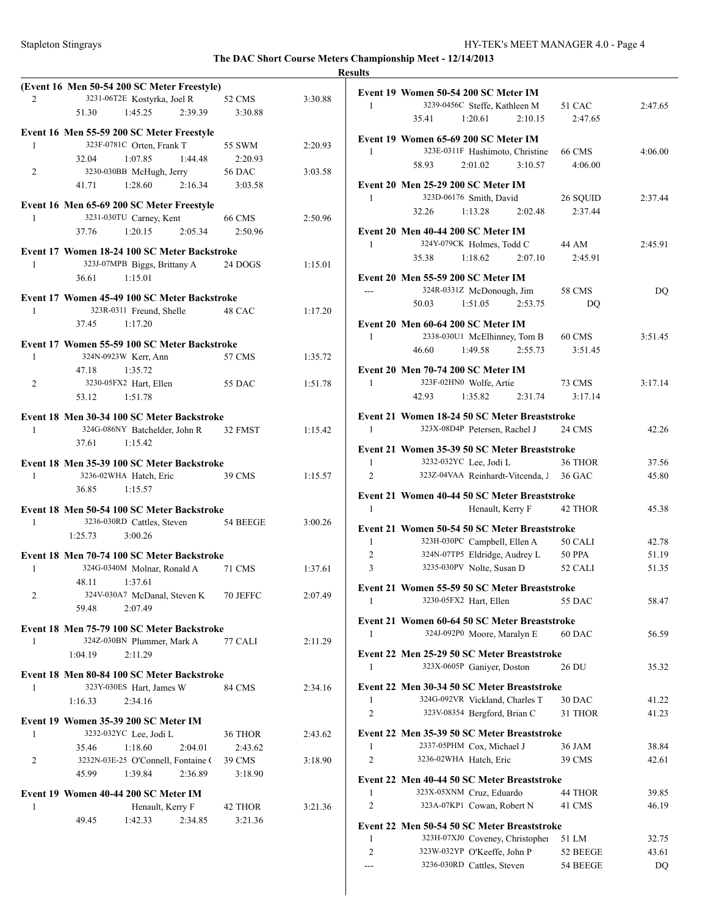**The DAC Short Course Meters Championship Meet - 12/14/2013**

**Results**

**(Event 16 Men 50-54 200 SC Meter Freestyle)**

| | | | | |
|---|---|---|---|---|
| 2 | 3231-06T2E Kostyrka, Joel R | 52 CMS | | 3:30.88 |
| | 51.30 | 1:45.25 | 2:39.39 | 3:30.88 |

**Event 16 Men 55-59 200 SC Meter Freestyle**

| | | | | |
|---|---|---|---|---|
| 1 | 323F-0781C Orten, Frank T | 55 SWM | | 2:20.93 |
| | 32.04 | 1:07.85 | 1:44.48 | 2:20.93 |
| 2 | 3230-030BB McHugh, Jerry | 56 DAC | | 3:03.58 |
| | 41.71 | 1:28.60 | 2:16.34 | 3:03.58 |

**Event 16 Men 65-69 200 SC Meter Freestyle**

| | | | | |
|---|---|---|---|---|
| 1 | 3231-030TU Carney, Kent | 66 CMS | | 2:50.96 |
| | 37.76 | 1:20.15 | 2:05.34 | 2:50.96 |

**Event 17 Women 18-24 100 SC Meter Backstroke**

| | | | |
|---|---|---|---|
| 1 | 323J-07MPB Biggs, Brittany A | 24 DOGS | 1:15.01 |
| | 36.61 | 1:15.01 | |

**Event 17 Women 45-49 100 SC Meter Backstroke**

| | | | |
|---|---|---|---|
| 1 | 323R-0311 Freund, Shelle | 48 CAC | 1:17.20 |
| | 37.45 | 1:17.20 | |

**Event 17 Women 55-59 100 SC Meter Backstroke**

| | | | |
|---|---|---|---|
| 1 | 324N-0923W Kerr, Ann | 57 CMS | 1:35.72 |
| | 47.18 | 1:35.72 | |
| 2 | 3230-05FX2 Hart, Ellen | 55 DAC | 1:51.78 |
| | 53.12 | 1:51.78 | |

**Event 18 Men 30-34 100 SC Meter Backstroke**

| | | | |
|---|---|---|---|
| 1 | 324G-086NY Batchelder, John R | 32 FMST | 1:15.42 |
| | 37.61 | 1:15.42 | |

**Event 18 Men 35-39 100 SC Meter Backstroke**

| | | | |
|---|---|---|---|
| 1 | 3236-02WHA Hatch, Eric | 39 CMS | 1:15.57 |
| | 36.85 | 1:15.57 | |

**Event 18 Men 50-54 100 SC Meter Backstroke**

| | | | |
|---|---|---|---|
| 1 | 3236-030RD Cattles, Steven | 54 BEEGE | 3:00.26 |
| | 1:25.73 | 3:00.26 | |

**Event 18 Men 70-74 100 SC Meter Backstroke**

| | | | |
|---|---|---|---|
| 1 | 324G-0340M Molnar, Ronald A | 71 CMS | 1:37.61 |
| | 48.11 | 1:37.61 | |
| 2 | 324V-030A7 McDanal, Steven K | 70 JEFFC | 2:07.49 |
| | 59.48 | 2:07.49 | |

**Event 18 Men 75-79 100 SC Meter Backstroke**

| | | | |
|---|---|---|---|
| 1 | 324Z-030BN Plummer, Mark A | 77 CALI | 2:11.29 |
| | 1:04.19 | 2:11.29 | |

**Event 18 Men 80-84 100 SC Meter Backstroke**

| | | | |
|---|---|---|---|
| 1 | 323Y-030ES Hart, James W | 84 CMS | 2:34.16 |
| | 1:16.33 | 2:34.16 | |

**Event 19 Women 35-39 200 SC Meter IM**

| | | | | |
|---|---|---|---|---|
| 1 | 3232-032YC Lee, Jodi L | 36 THOR | | 2:43.62 |
| | 35.46 | 1:18.60 | 2:04.01 | 2:43.62 |
| 2 | 3232N-03E-25 O'Connell, Fontaine ( | 39 CMS | | 3:18.90 |
| | 45.99 | 1:39.84 | 2:36.89 | 3:18.90 |

**Event 19 Women 40-44 200 SC Meter IM**

| | | | | |
|---|---|---|---|---|
| 1 | Henault, Kerry F | 42 THOR | | 3:21.36 |
| | 49.45 | 1:42.33 | 2:34.85 | 3:21.36 |

**Event 19 Women 50-54 200 SC Meter IM**

| | | | | |
|---|---|---|---|---|
| 1 | 3239-0456C Steffe, Kathleen M | 51 CAC | | 2:47.65 |
| | 35.41 | 1:20.61 | 2:10.15 | 2:47.65 |

**Event 19 Women 65-69 200 SC Meter IM**

| | | | | |
|---|---|---|---|---|
| 1 | 323E-0311F Hashimoto, Christine | 66 CMS | | 4:06.00 |
| | 58.93 | 2:01.02 | 3:10.57 | 4:06.00 |

**Event 20 Men 25-29 200 SC Meter IM**

| | | | | |
|---|---|---|---|---|
| 1 | 323D-06176 Smith, David | 26 SQUID | | 2:37.44 |
| | 32.26 | 1:13.28 | 2:02.48 | 2:37.44 |

**Event 20 Men 40-44 200 SC Meter IM**

| | | | | |
|---|---|---|---|---|
| 1 | 324Y-079CK Holmes, Todd C | 44 AM | | 2:45.91 |
| | 35.38 | 1:18.62 | 2:07.10 | 2:45.91 |

**Event 20 Men 55-59 200 SC Meter IM**

| | | | | |
|---|---|---|---|---|
| --- | 324R-0331Z McDonough, Jim | 58 CMS | | DQ |
| | 50.03 | 1:51.05 | 2:53.75 | DQ |

**Event 20 Men 60-64 200 SC Meter IM**

| | | | | |
|---|---|---|---|---|
| 1 | 2338-030U1 McElhinney, Tom B | 60 CMS | | 3:51.45 |
| | 46.60 | 1:49.58 | 2:55.73 | 3:51.45 |

**Event 20 Men 70-74 200 SC Meter IM**

| | | | | |
|---|---|---|---|---|
| 1 | 323F-02HN0 Wolfe, Artie | 73 CMS | | 3:17.14 |
| | 42.93 | 1:35.82 | 2:31.74 | 3:17.14 |

**Event 21 Women 18-24 50 SC Meter Breaststroke**

| | | | |
|---|---|---|---|
| 1 | 323X-08D4P Petersen, Rachel J | 24 CMS | 42.26 |

**Event 21 Women 35-39 50 SC Meter Breaststroke**

| | | | |
|---|---|---|---|
| 1 | 3232-032YC Lee, Jodi L | 36 THOR | 37.56 |
| 2 | 323Z-04VAA Reinhardt-Vitcenda, J | 36 GAC | 45.80 |

**Event 21 Women 40-44 50 SC Meter Breaststroke**

| | | | |
|---|---|---|---|
| 1 | Henault, Kerry F | 42 THOR | 45.38 |

**Event 21 Women 50-54 50 SC Meter Breaststroke**

| | | | |
|---|---|---|---|
| 1 | 323H-030PC Campbell, Ellen A | 50 CALI | 42.78 |
| 2 | 324N-07TP5 Eldridge, Audrey L | 50 PPA | 51.19 |
| 3 | 3235-030PV Nolte, Susan D | 52 CALI | 51.35 |

**Event 21 Women 55-59 50 SC Meter Breaststroke**

| | | | |
|---|---|---|---|
| 1 | 3230-05FX2 Hart, Ellen | 55 DAC | 58.47 |

**Event 21 Women 60-64 50 SC Meter Breaststroke**

| | | | |
|---|---|---|---|
| 1 | 324J-092P0 Moore, Maralyn E | 60 DAC | 56.59 |

**Event 22 Men 25-29 50 SC Meter Breaststroke**

| | | | |
|---|---|---|---|
| 1 | 323X-0605P Ganiyer, Doston | 26 DU | 35.32 |

**Event 22 Men 30-34 50 SC Meter Breaststroke**

| | | | |
|---|---|---|---|
| 1 | 324G-092VR Vickland, Charles T | 30 DAC | 41.22 |
| 2 | 323V-08354 Bergford, Brian C | 31 THOR | 41.23 |

**Event 22 Men 35-39 50 SC Meter Breaststroke**

| | | | |
|---|---|---|---|
| 1 | 2337-05PHM Cox, Michael J | 36 JAM | 38.84 |
| 2 | 3236-02WHA Hatch, Eric | 39 CMS | 42.61 |

**Event 22 Men 40-44 50 SC Meter Breaststroke**

| | | | |
|---|---|---|---|
| 1 | 323X-05XNM Cruz, Eduardo | 44 THOR | 39.85 |
| 2 | 323A-07KP1 Cowan, Robert N | 41 CMS | 46.19 |

**Event 22 Men 50-54 50 SC Meter Breaststroke**

| | | | |
|---|---|---|---|
| 1 | 323H-07XJ0 Coveney, Christopher | 51 LM | 32.75 |
| 2 | 323W-032YP O'Keeffe, John P | 52 BEEGE | 43.61 |
| --- | 3236-030RD Cattles, Steven | 54 BEEGE | DQ |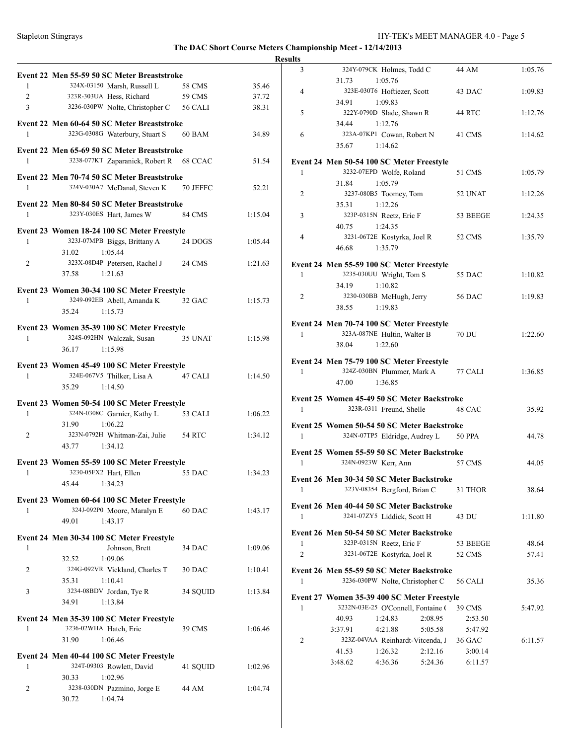**The DAC Short Course Meters Championship Meet - 12/14/2013**

**Results**

**Event 22 Men 55-59 50 SC Meter Breaststroke**

| | | | | |
|---|---|---|---|---|
| 1 | 324X-03150 | Marsh, Russell L | 58 CMS | 35.46 |
| 2 | 323R-303UA | Hess, Richard | 59 CMS | 37.72 |
| 3 | 3236-030PW | Nolte, Christopher C | 56 CALI | 38.31 |

**Event 22 Men 60-64 50 SC Meter Breaststroke**

| | | | | |
|---|---|---|---|---|
| 1 | 323G-0308G | Waterbury, Stuart S | 60 BAM | 34.89 |

**Event 22 Men 65-69 50 SC Meter Breaststroke**

| | | | | |
|---|---|---|---|---|
| 1 | 3238-077KT | Zaparanick, Robert R | 68 CCAC | 51.54 |

**Event 22 Men 70-74 50 SC Meter Breaststroke**

| | | | | |
|---|---|---|---|---|
| 1 | 324V-030A7 | McDanal, Steven K | 70 JEFFC | 52.21 |

**Event 22 Men 80-84 50 SC Meter Breaststroke**

| | | | | |
|---|---|---|---|---|
| 1 | 323Y-030ES | Hart, James W | 84 CMS | 1:15.04 |

**Event 23 Women 18-24 100 SC Meter Freestyle**

| | | | | |
|---|---|---|---|---|
| 1 | 323J-07MPB | Biggs, Brittany A | 24 DOGS | 1:05.44 |
| | 31.02 | 1:05.44 | | |
| 2 | 323X-08D4P | Petersen, Rachel J | 24 CMS | 1:21.63 |
| | 37.58 | 1:21.63 | | |

**Event 23 Women 30-34 100 SC Meter Freestyle**

| | | | | |
|---|---|---|---|---|
| 1 | 3249-092EB | Abell, Amanda K | 32 GAC | 1:15.73 |
| | 35.24 | 1:15.73 | | |

**Event 23 Women 35-39 100 SC Meter Freestyle**

| | | | | |
|---|---|---|---|---|
| 1 | 324S-092HN | Walczak, Susan | 35 UNAT | 1:15.98 |
| | 36.17 | 1:15.98 | | |

**Event 23 Women 45-49 100 SC Meter Freestyle**

| | | | | |
|---|---|---|---|---|
| 1 | 324E-067V5 | Thilker, Lisa A | 47 CALI | 1:14.50 |
| | 35.29 | 1:14.50 | | |

**Event 23 Women 50-54 100 SC Meter Freestyle**

| | | | | |
|---|---|---|---|---|
| 1 | 324N-0308C | Garnier, Kathy L | 53 CALI | 1:06.22 |
| | 31.90 | 1:06.22 | | |
| 2 | 323N-0792H | Whitman-Zai, Julie | 54 RTC | 1:34.12 |
| | 43.77 | 1:34.12 | | |

**Event 23 Women 55-59 100 SC Meter Freestyle**

| | | | | |
|---|---|---|---|---|
| 1 | 3230-05FX2 | Hart, Ellen | 55 DAC | 1:34.23 |
| | 45.44 | 1:34.23 | | |

**Event 23 Women 60-64 100 SC Meter Freestyle**

| | | | | |
|---|---|---|---|---|
| 1 | 324J-092P0 | Moore, Maralyn E | 60 DAC | 1:43.17 |
| | 49.01 | 1:43.17 | | |

**Event 24 Men 30-34 100 SC Meter Freestyle**

| | | | | |
|---|---|---|---|---|
| 1 | | Johnson, Brett | 34 DAC | 1:09.06 |
| | 32.52 | 1:09.06 | | |
| 2 | 324G-092VR | Vickland, Charles T | 30 DAC | 1:10.41 |
| | 35.31 | 1:10.41 | | |
| 3 | 3234-08BDV | Jordan, Tye R | 34 SQUID | 1:13.84 |
| | 34.91 | 1:13.84 | | |

**Event 24 Men 35-39 100 SC Meter Freestyle**

| | | | | |
|---|---|---|---|---|
| 1 | 3236-02WHA | Hatch, Eric | 39 CMS | 1:06.46 |
| | 31.90 | 1:06.46 | | |

**Event 24 Men 40-44 100 SC Meter Freestyle**

| | | | | |
|---|---|---|---|---|
| 1 | 324T-09303 | Rowlett, David | 41 SQUID | 1:02.96 |
| | 30.33 | 1:02.96 | | |
| 2 | 3238-030DN | Pazmino, Jorge E | 44 AM | 1:04.74 |
| | 30.72 | 1:04.74 | | |
| 3 | 324Y-079CK | Holmes, Todd C | 44 AM | 1:05.76 |
| | 31.73 | 1:05.76 | | |
| 4 | 323E-030T6 | Hoftiezer, Scott | 43 DAC | 1:09.83 |
| | 34.91 | 1:09.83 | | |
| 5 | 322Y-0790D | Slade, Shawn R | 44 RTC | 1:12.76 |
| | 34.44 | 1:12.76 | | |
| 6 | 323A-07KP1 | Cowan, Robert N | 41 CMS | 1:14.62 |
| | 35.67 | 1:14.62 | | |

**Event 24 Men 50-54 100 SC Meter Freestyle**

| | | | | |
|---|---|---|---|---|
| 1 | 3232-07EPD | Wolfe, Roland | 51 CMS | 1:05.79 |
| | 31.84 | 1:05.79 | | |
| 2 | 3237-080B5 | Toomey, Tom | 52 UNAT | 1:12.26 |
| | 35.31 | 1:12.26 | | |
| 3 | 323P-0315N | Reetz, Eric F | 53 BEEGE | 1:24.35 |
| | 40.75 | 1:24.35 | | |
| 4 | 3231-06T2E | Kostyrka, Joel R | 52 CMS | 1:35.79 |
| | 46.68 | 1:35.79 | | |

**Event 24 Men 55-59 100 SC Meter Freestyle**

| | | | | |
|---|---|---|---|---|
| 1 | 3235-030UU | Wright, Tom S | 55 DAC | 1:10.82 |
| | 34.19 | 1:10.82 | | |
| 2 | 3230-030BB | McHugh, Jerry | 56 DAC | 1:19.83 |
| | 38.55 | 1:19.83 | | |

**Event 24 Men 70-74 100 SC Meter Freestyle**

| | | | | |
|---|---|---|---|---|
| 1 | 323A-087NE | Hultin, Walter B | 70 DU | 1:22.60 |
| | 38.04 | 1:22.60 | | |

**Event 24 Men 75-79 100 SC Meter Freestyle**

| | | | | |
|---|---|---|---|---|
| 1 | 324Z-030BN | Plummer, Mark A | 77 CALI | 1:36.85 |
| | 47.00 | 1:36.85 | | |

**Event 25 Women 45-49 50 SC Meter Backstroke**

| | | | | |
|---|---|---|---|---|
| 1 | 323R-0311 | Freund, Shelle | 48 CAC | 35.92 |

**Event 25 Women 50-54 50 SC Meter Backstroke**

| | | | | |
|---|---|---|---|---|
| 1 | 324N-07TP5 | Eldridge, Audrey L | 50 PPA | 44.78 |

**Event 25 Women 55-59 50 SC Meter Backstroke**

| | | | | |
|---|---|---|---|---|
| 1 | 324N-0923W | Kerr, Ann | 57 CMS | 44.05 |

**Event 26 Men 30-34 50 SC Meter Backstroke**

| | | | | |
|---|---|---|---|---|
| 1 | 323V-08354 | Bergford, Brian C | 31 THOR | 38.64 |

**Event 26 Men 40-44 50 SC Meter Backstroke**

| | | | | |
|---|---|---|---|---|
| 1 | 3241-07ZY5 | Liddick, Scott H | 43 DU | 1:11.80 |

**Event 26 Men 50-54 50 SC Meter Backstroke**

| | | | | |
|---|---|---|---|---|
| 1 | 323P-0315N | Reetz, Eric F | 53 BEEGE | 48.64 |
| 2 | 3231-06T2E | Kostyrka, Joel R | 52 CMS | 57.41 |

**Event 26 Men 55-59 50 SC Meter Backstroke**

| | | | | |
|---|---|---|---|---|
| 1 | 3236-030PW | Nolte, Christopher C | 56 CALI | 35.36 |

**Event 27 Women 35-39 400 SC Meter Freestyle**

| | | | | | |
|---|---|---|---|---|---|
| 1 | 3232N-03E-25 | O'Connell, Fontaine ( | | 39 CMS | 5:47.92 |
| | 40.93 | 1:24.83 | 2:08.95 | 2:53.50 | |
| | 3:37.91 | 4:21.88 | 5:05.58 | 5:47.92 | |
| 2 | 323Z-04VAA | Reinhardt-Vitcenda, J | | 36 GAC | 6:11.57 |
| | 41.53 | 1:26.32 | 2:12.16 | 3:00.14 | |
| | 3:48.62 | 4:36.36 | 5:24.36 | 6:11.57 | |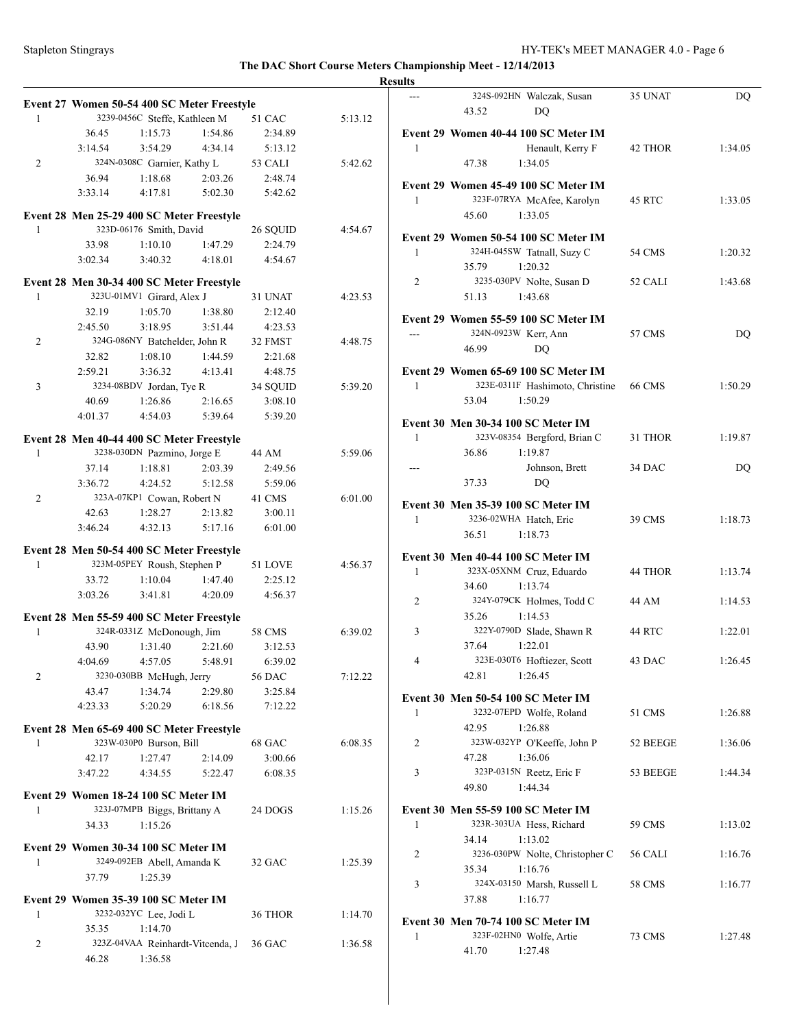**The DAC Short Course Meters Championship Meet - 12/14/2013**

**Results**

### Event 27 Women 50-54 400 SC Meter Freestyle

1 3239-0456C Steffe, Kathleen M 51 CAC 5:13.12
36.45 1:15.73 1:54.86 2:34.89
3:14.54 3:54.29 4:34.14 5:13.12

2 324N-0308C Garnier, Kathy L 53 CALI 5:42.62
36.94 1:18.68 2:03.26 2:48.74
3:33.14 4:17.81 5:02.30 5:42.62

### Event 28 Men 25-29 400 SC Meter Freestyle

1 323D-06176 Smith, David 26 SQUID 4:54.67
33.98 1:10.10 1:47.29 2:24.79
3:02.34 3:40.32 4:18.01 4:54.67

### Event 28 Men 30-34 400 SC Meter Freestyle

1 323U-01MV1 Girard, Alex J 31 UNAT 4:23.53
32.19 1:05.70 1:38.80 2:12.40
2:45.50 3:18.95 3:51.44 4:23.53

2 324G-086NY Batchelder, John R 32 FMST 4:48.75
32.82 1:08.10 1:44.59 2:21.68
2:59.21 3:36.32 4:13.41 4:48.75

3 3234-08BDV Jordan, Tye R 34 SQUID 5:39.20
40.69 1:26.86 2:16.65 3:08.10
4:01.37 4:54.03 5:39.64 5:39.20

### Event 28 Men 40-44 400 SC Meter Freestyle

1 3238-030DN Pazmino, Jorge E 44 AM 5:59.06
37.14 1:18.81 2:03.39 2:49.56
3:36.72 4:24.52 5:12.58 5:59.06

2 323A-07KP1 Cowan, Robert N 41 CMS 6:01.00
42.63 1:28.27 2:13.82 3:00.11
3:46.24 4:32.13 5:17.16 6:01.00

### Event 28 Men 50-54 400 SC Meter Freestyle

1 323M-05PEY Roush, Stephen P 51 LOVE 4:56.37
33.72 1:10.04 1:47.40 2:25.12
3:03.26 3:41.81 4:20.09 4:56.37

### Event 28 Men 55-59 400 SC Meter Freestyle

1 324R-0331Z McDonough, Jim 58 CMS 6:39.02
43.90 1:31.40 2:21.60 3:12.53
4:04.69 4:57.05 5:48.91 6:39.02

2 3230-030BB McHugh, Jerry 56 DAC 7:12.22
43.47 1:34.74 2:29.80 3:25.84
4:23.33 5:20.29 6:18.56 7:12.22

### Event 28 Men 65-69 400 SC Meter Freestyle

1 323W-030P0 Burson, Bill 68 GAC 6:08.35
42.17 1:27.47 2:14.09 3:00.66
3:47.22 4:34.55 5:22.47 6:08.35

### Event 29 Women 18-24 100 SC Meter IM

1 323J-07MPB Biggs, Brittany A 24 DOGS 1:15.26
34.33 1:15.26

### Event 29 Women 30-34 100 SC Meter IM

1 3249-092EB Abell, Amanda K 32 GAC 1:25.39
37.79 1:25.39

### Event 29 Women 35-39 100 SC Meter IM

1 3232-032YC Lee, Jodi L 36 THOR 1:14.70
35.35 1:14.70

2 323Z-04VAA Reinhardt-Vitcenda, J 36 GAC 1:36.58
46.28 1:36.58

--- 324S-092HN Walczak, Susan 35 UNAT DQ
43.52 DQ

### Event 29 Women 40-44 100 SC Meter IM

1 Henault, Kerry F 42 THOR 1:34.05
47.38 1:34.05

### Event 29 Women 45-49 100 SC Meter IM

1 323F-07RYA McAfee, Karolyn 45 RTC 1:33.05
45.60 1:33.05

### Event 29 Women 50-54 100 SC Meter IM

1 324H-045SW Tatnall, Suzy C 54 CMS 1:20.32
35.79 1:20.32

2 3235-030PV Nolte, Susan D 52 CALI 1:43.68
51.13 1:43.68

### Event 29 Women 55-59 100 SC Meter IM

--- 324N-0923W Kerr, Ann 57 CMS DQ
46.99 DQ

### Event 29 Women 65-69 100 SC Meter IM

1 323E-0311F Hashimoto, Christine 66 CMS 1:50.29
53.04 1:50.29

### Event 30 Men 30-34 100 SC Meter IM

1 323V-08354 Bergford, Brian C 31 THOR 1:19.87
36.86 1:19.87

--- Johnson, Brett 34 DAC DQ
37.33 DQ

### Event 30 Men 35-39 100 SC Meter IM

1 3236-02WHA Hatch, Eric 39 CMS 1:18.73
36.51 1:18.73

### Event 30 Men 40-44 100 SC Meter IM

1 323X-05XNM Cruz, Eduardo 44 THOR 1:13.74
34.60 1:13.74

2 324Y-079CK Holmes, Todd C 44 AM 1:14.53
35.26 1:14.53

3 322Y-0790D Slade, Shawn R 44 RTC 1:22.01
37.64 1:22.01

4 323E-030T6 Hoftiezer, Scott 43 DAC 1:26.45
42.81 1:26.45

### Event 30 Men 50-54 100 SC Meter IM

1 3232-07EPD Wolfe, Roland 51 CMS 1:26.88
42.95 1:26.88

2 323W-032YP O'Keeffe, John P 52 BEEGE 1:36.06
47.28 1:36.06

3 323P-0315N Reetz, Eric F 53 BEEGE 1:44.34
49.80 1:44.34

### Event 30 Men 55-59 100 SC Meter IM

1 323R-303UA Hess, Richard 59 CMS 1:13.02
34.14 1:13.02

2 3236-030PW Nolte, Christopher C 56 CALI 1:16.76
35.34 1:16.76

3 324X-03150 Marsh, Russell L 58 CMS 1:16.77
37.88 1:16.77

### Event 30 Men 70-74 100 SC Meter IM

1 323F-02HN0 Wolfe, Artie 73 CMS 1:27.48
41.70 1:27.48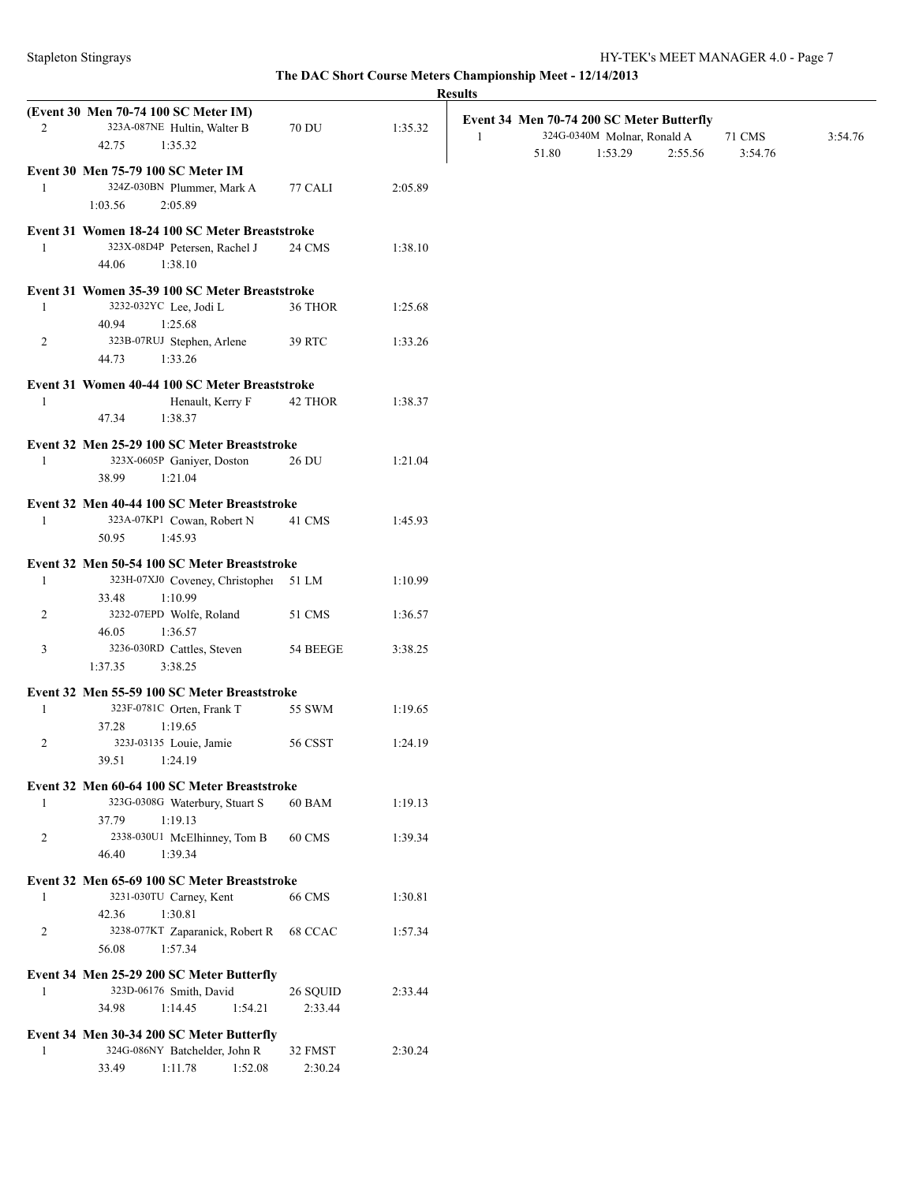**The DAC Short Course Meters Championship Meet - 12/14/2013**

**Results**

**(Event 30 Men 70-74 100 SC Meter IM)**

| | | | | |
|---|---|---|---|---|
| 2 | 323A-087NE Hultin, Walter B | 70 DU | 1:35.32 | |
| | 42.75 1:35.32 | | | |

**Event 30 Men 75-79 100 SC Meter IM**

| | | | |
|---|---|---|---|
| 1 | 324Z-030BN Plummer, Mark A | 77 CALI | 2:05.89 |
| | 1:03.56 2:05.89 | | |

**Event 31 Women 18-24 100 SC Meter Breaststroke**

| | | | |
|---|---|---|---|
| 1 | 323X-08D4P Petersen, Rachel J | 24 CMS | 1:38.10 |
| | 44.06 1:38.10 | | |

**Event 31 Women 35-39 100 SC Meter Breaststroke**

| | | | |
|---|---|---|---|
| 1 | 3232-032YC Lee, Jodi L | 36 THOR | 1:25.68 |
| | 40.94 1:25.68 | | |
| 2 | 323B-07RUJ Stephen, Arlene | 39 RTC | 1:33.26 |
| | 44.73 1:33.26 | | |

**Event 31 Women 40-44 100 SC Meter Breaststroke**

| | | | |
|---|---|---|---|
| 1 | Henault, Kerry F | 42 THOR | 1:38.37 |
| | 47.34 1:38.37 | | |

**Event 32 Men 25-29 100 SC Meter Breaststroke**

| | | | |
|---|---|---|---|
| 1 | 323X-0605P Ganiyer, Doston | 26 DU | 1:21.04 |
| | 38.99 1:21.04 | | |

**Event 32 Men 40-44 100 SC Meter Breaststroke**

| | | | |
|---|---|---|---|
| 1 | 323A-07KP1 Cowan, Robert N | 41 CMS | 1:45.93 |
| | 50.95 1:45.93 | | |

**Event 32 Men 50-54 100 SC Meter Breaststroke**

| | | | |
|---|---|---|---|
| 1 | 323H-07XJ0 Coveney, Christopher | 51 LM | 1:10.99 |
| | 33.48 1:10.99 | | |
| 2 | 3232-07EPD Wolfe, Roland | 51 CMS | 1:36.57 |
| | 46.05 1:36.57 | | |
| 3 | 3236-030RD Cattles, Steven | 54 BEEGE | 3:38.25 |
| | 1:37.35 3:38.25 | | |

**Event 32 Men 55-59 100 SC Meter Breaststroke**

| | | | |
|---|---|---|---|
| 1 | 323F-0781C Orten, Frank T | 55 SWM | 1:19.65 |
| | 37.28 1:19.65 | | |
| 2 | 323J-03135 Louie, Jamie | 56 CSST | 1:24.19 |
| | 39.51 1:24.19 | | |

**Event 32 Men 60-64 100 SC Meter Breaststroke**

| | | | |
|---|---|---|---|
| 1 | 323G-0308G Waterbury, Stuart S | 60 BAM | 1:19.13 |
| | 37.79 1:19.13 | | |
| 2 | 2338-030U1 McElhinney, Tom B | 60 CMS | 1:39.34 |
| | 46.40 1:39.34 | | |

**Event 32 Men 65-69 100 SC Meter Breaststroke**

| | | | |
|---|---|---|---|
| 1 | 3231-030TU Carney, Kent | 66 CMS | 1:30.81 |
| | 42.36 1:30.81 | | |
| 2 | 3238-077KT Zaparanick, Robert R | 68 CCAC | 1:57.34 |
| | 56.08 1:57.34 | | |

**Event 34 Men 25-29 200 SC Meter Butterfly**

| | | | |
|---|---|---|---|
| 1 | 323D-06176 Smith, David | 26 SQUID | 2:33.44 |
| | 34.98 1:14.45 1:54.21 2:33.44 | | |

**Event 34 Men 30-34 200 SC Meter Butterfly**

| | | | |
|---|---|---|---|
| 1 | 324G-086NY Batchelder, John R | 32 FMST | 2:30.24 |
| | 33.49 1:11.78 1:52.08 2:30.24 | | |

**Event 34 Men 70-74 200 SC Meter Butterfly**

| | | | |
|---|---|---|---|
| 1 | 324G-0340M Molnar, Ronald A | 71 CMS | 3:54.76 |
| | 51.80 1:53.29 2:55.56 3:54.76 | | |